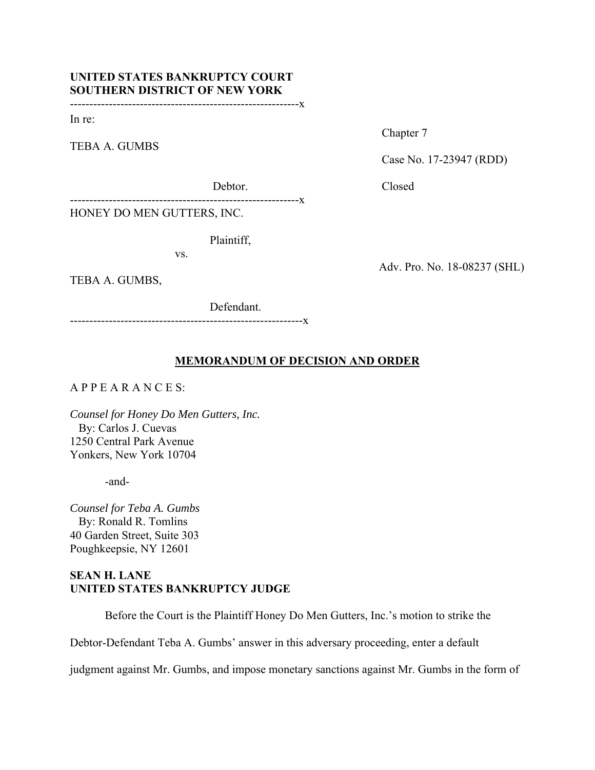**UNITED STATES BANKRUPTCY COURT**
**SOUTHERN DISTRICT OF NEW YORK**

In re:

TEBA A. GUMBS

Debtor.

Chapter 7

Case No. 17-23947 (RDD)

Closed

HONEY DO MEN GUTTERS, INC.

Plaintiff,

vs.

TEBA A. GUMBS,

Defendant.

Adv. Pro. No. 18-08237 (SHL)

## MEMORANDUM OF DECISION AND ORDER

A P P E A R A N C E S:

*Counsel for Honey Do Men Gutters, Inc.*
By: Carlos J. Cuevas
1250 Central Park Avenue
Yonkers, New York 10704

-and-

*Counsel for Teba A. Gumbs*
By: Ronald R. Tomlins
40 Garden Street, Suite 303
Poughkeepsie, NY 12601

**SEAN H. LANE**
**UNITED STATES BANKRUPTCY JUDGE**

Before the Court is the Plaintiff Honey Do Men Gutters, Inc.'s motion to strike the Debtor-Defendant Teba A. Gumbs' answer in this adversary proceeding, enter a default judgment against Mr. Gumbs, and impose monetary sanctions against Mr. Gumbs in the form of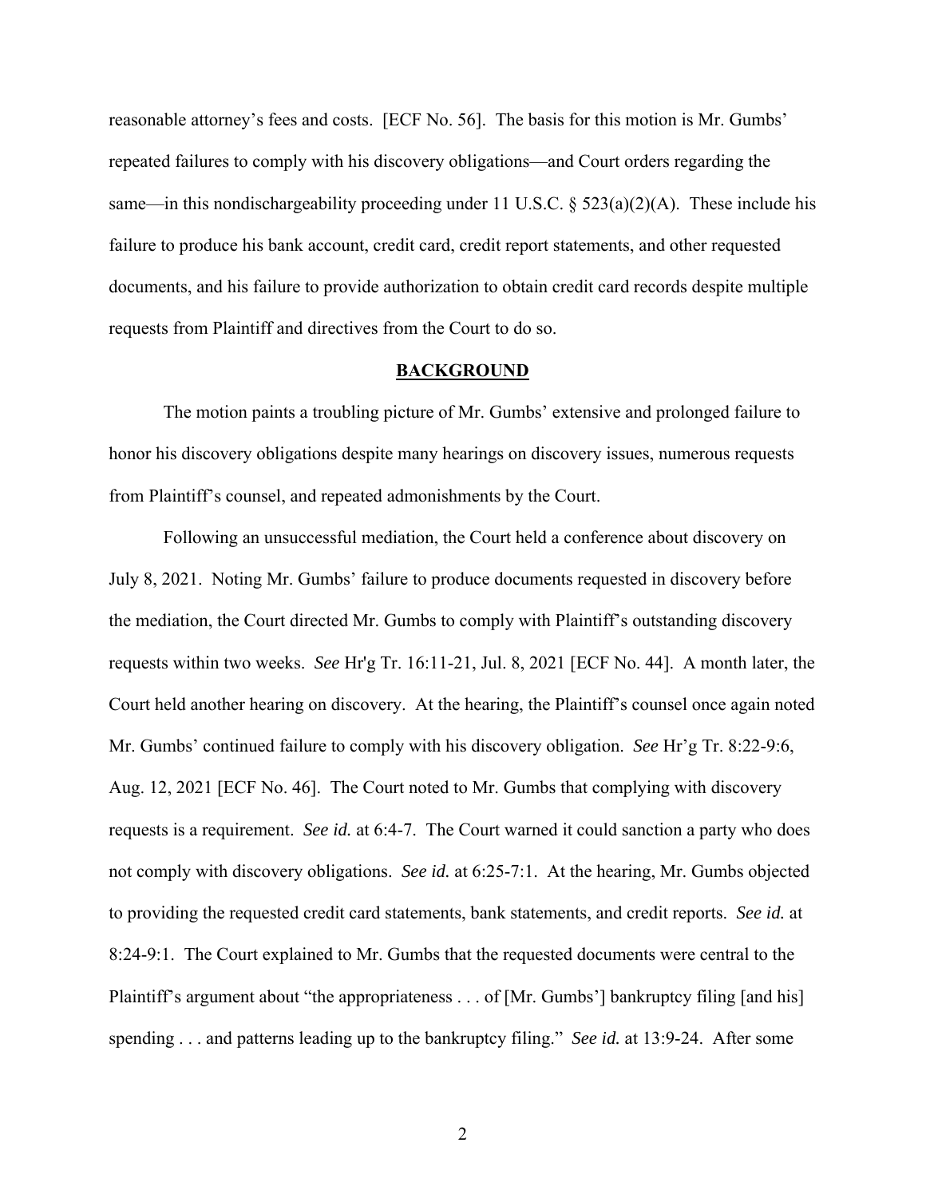reasonable attorney's fees and costs. [ECF No. 56]. The basis for this motion is Mr. Gumbs' repeated failures to comply with his discovery obligations—and Court orders regarding the same—in this nondischargeability proceeding under 11 U.S.C. § 523(a)(2)(A). These include his failure to produce his bank account, credit card, credit report statements, and other requested documents, and his failure to provide authorization to obtain credit card records despite multiple requests from Plaintiff and directives from the Court to do so.

## BACKGROUND

The motion paints a troubling picture of Mr. Gumbs' extensive and prolonged failure to honor his discovery obligations despite many hearings on discovery issues, numerous requests from Plaintiff's counsel, and repeated admonishments by the Court.

Following an unsuccessful mediation, the Court held a conference about discovery on July 8, 2021. Noting Mr. Gumbs' failure to produce documents requested in discovery before the mediation, the Court directed Mr. Gumbs to comply with Plaintiff's outstanding discovery requests within two weeks. *See* Hr'g Tr. 16:11-21, Jul. 8, 2021 [ECF No. 44]. A month later, the Court held another hearing on discovery. At the hearing, the Plaintiff's counsel once again noted Mr. Gumbs' continued failure to comply with his discovery obligation. *See* Hr'g Tr. 8:22-9:6, Aug. 12, 2021 [ECF No. 46]. The Court noted to Mr. Gumbs that complying with discovery requests is a requirement. *See id.* at 6:4-7. The Court warned it could sanction a party who does not comply with discovery obligations. *See id.* at 6:25-7:1. At the hearing, Mr. Gumbs objected to providing the requested credit card statements, bank statements, and credit reports. *See id.* at 8:24-9:1. The Court explained to Mr. Gumbs that the requested documents were central to the Plaintiff's argument about "the appropriateness . . . of [Mr. Gumbs'] bankruptcy filing [and his] spending . . . and patterns leading up to the bankruptcy filing." *See id.* at 13:9-24. After some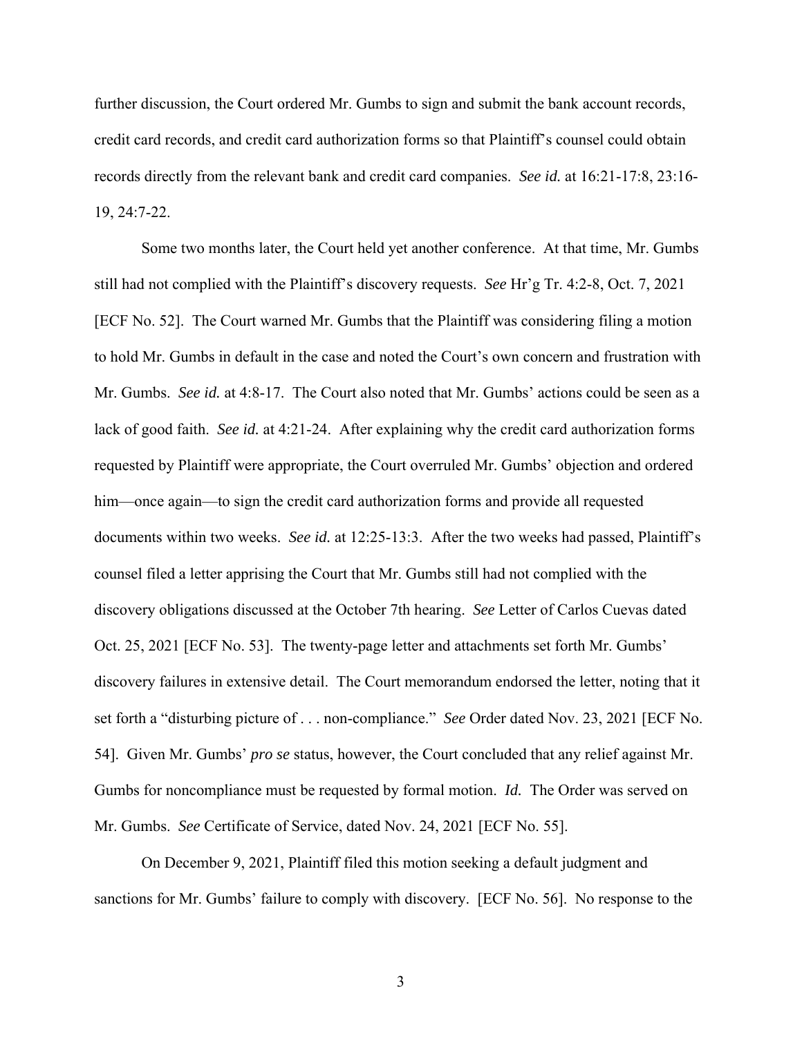further discussion, the Court ordered Mr. Gumbs to sign and submit the bank account records, credit card records, and credit card authorization forms so that Plaintiff's counsel could obtain records directly from the relevant bank and credit card companies. *See id.* at 16:21-17:8, 23:16-19, 24:7-22.

Some two months later, the Court held yet another conference. At that time, Mr. Gumbs still had not complied with the Plaintiff's discovery requests. *See* Hr'g Tr. 4:2-8, Oct. 7, 2021 [ECF No. 52]. The Court warned Mr. Gumbs that the Plaintiff was considering filing a motion to hold Mr. Gumbs in default in the case and noted the Court's own concern and frustration with Mr. Gumbs. *See id.* at 4:8-17. The Court also noted that Mr. Gumbs' actions could be seen as a lack of good faith. *See id.* at 4:21-24. After explaining why the credit card authorization forms requested by Plaintiff were appropriate, the Court overruled Mr. Gumbs' objection and ordered him—once again—to sign the credit card authorization forms and provide all requested documents within two weeks. *See id.* at 12:25-13:3. After the two weeks had passed, Plaintiff's counsel filed a letter apprising the Court that Mr. Gumbs still had not complied with the discovery obligations discussed at the October 7th hearing. *See* Letter of Carlos Cuevas dated Oct. 25, 2021 [ECF No. 53]. The twenty-page letter and attachments set forth Mr. Gumbs' discovery failures in extensive detail. The Court memorandum endorsed the letter, noting that it set forth a "disturbing picture of . . . non-compliance." *See* Order dated Nov. 23, 2021 [ECF No. 54]. Given Mr. Gumbs' *pro se* status, however, the Court concluded that any relief against Mr. Gumbs for noncompliance must be requested by formal motion. *Id.* The Order was served on Mr. Gumbs. *See* Certificate of Service, dated Nov. 24, 2021 [ECF No. 55].

On December 9, 2021, Plaintiff filed this motion seeking a default judgment and sanctions for Mr. Gumbs' failure to comply with discovery. [ECF No. 56]. No response to the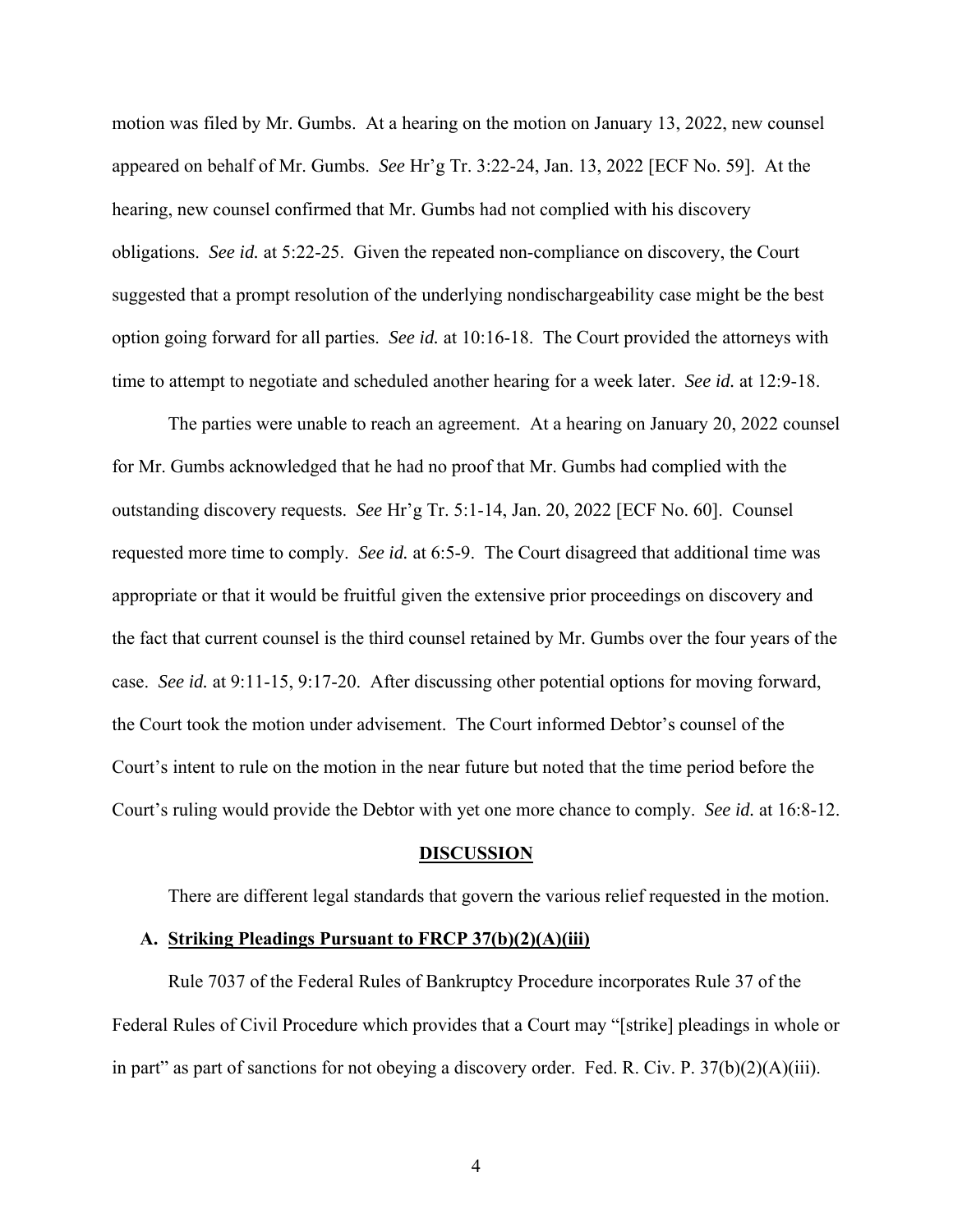motion was filed by Mr. Gumbs. At a hearing on the motion on January 13, 2022, new counsel appeared on behalf of Mr. Gumbs. *See* Hr'g Tr. 3:22-24, Jan. 13, 2022 [ECF No. 59]. At the hearing, new counsel confirmed that Mr. Gumbs had not complied with his discovery obligations. *See id.* at 5:22-25. Given the repeated non-compliance on discovery, the Court suggested that a prompt resolution of the underlying nondischargeability case might be the best option going forward for all parties. *See id.* at 10:16-18. The Court provided the attorneys with time to attempt to negotiate and scheduled another hearing for a week later. *See id.* at 12:9-18.

The parties were unable to reach an agreement. At a hearing on January 20, 2022 counsel for Mr. Gumbs acknowledged that he had no proof that Mr. Gumbs had complied with the outstanding discovery requests. *See* Hr'g Tr. 5:1-14, Jan. 20, 2022 [ECF No. 60]. Counsel requested more time to comply. *See id.* at 6:5-9. The Court disagreed that additional time was appropriate or that it would be fruitful given the extensive prior proceedings on discovery and the fact that current counsel is the third counsel retained by Mr. Gumbs over the four years of the case. *See id.* at 9:11-15, 9:17-20. After discussing other potential options for moving forward, the Court took the motion under advisement. The Court informed Debtor's counsel of the Court's intent to rule on the motion in the near future but noted that the time period before the Court's ruling would provide the Debtor with yet one more chance to comply. *See id.* at 16:8-12.

## DISCUSSION

There are different legal standards that govern the various relief requested in the motion.

### A. Striking Pleadings Pursuant to FRCP 37(b)(2)(A)(iii)

Rule 7037 of the Federal Rules of Bankruptcy Procedure incorporates Rule 37 of the Federal Rules of Civil Procedure which provides that a Court may "[strike] pleadings in whole or in part" as part of sanctions for not obeying a discovery order. Fed. R. Civ. P. 37(b)(2)(A)(iii).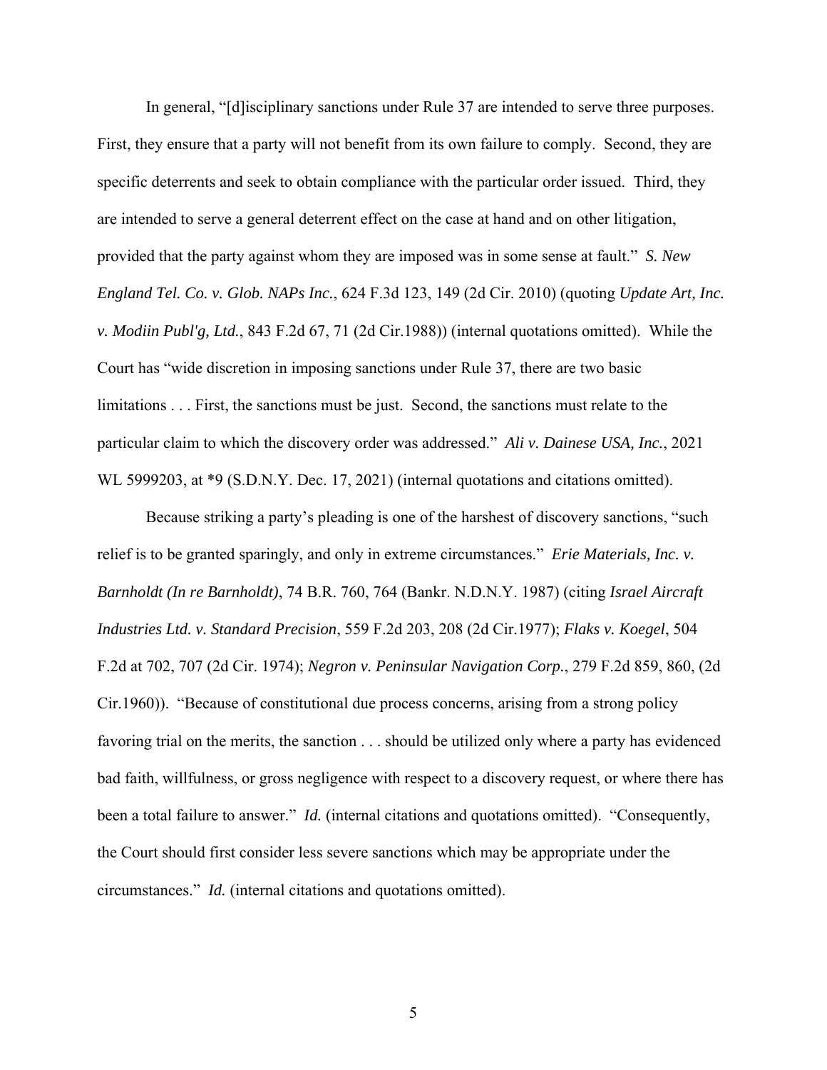In general, "[d]isciplinary sanctions under Rule 37 are intended to serve three purposes. First, they ensure that a party will not benefit from its own failure to comply. Second, they are specific deterrents and seek to obtain compliance with the particular order issued. Third, they are intended to serve a general deterrent effect on the case at hand and on other litigation, provided that the party against whom they are imposed was in some sense at fault." *S. New England Tel. Co. v. Glob. NAPs Inc.*, 624 F.3d 123, 149 (2d Cir. 2010) (quoting *Update Art, Inc. v. Modiin Publ'g, Ltd.*, 843 F.2d 67, 71 (2d Cir.1988)) (internal quotations omitted). While the Court has "wide discretion in imposing sanctions under Rule 37, there are two basic limitations . . . First, the sanctions must be just. Second, the sanctions must relate to the particular claim to which the discovery order was addressed." *Ali v. Dainese USA, Inc.*, 2021 WL 5999203, at *9 (S.D.N.Y. Dec. 17, 2021) (internal quotations and citations omitted).

Because striking a party's pleading is one of the harshest of discovery sanctions, "such relief is to be granted sparingly, and only in extreme circumstances." *Erie Materials, Inc. v. Barnholdt (In re Barnholdt)*, 74 B.R. 760, 764 (Bankr. N.D.N.Y. 1987) (citing *Israel Aircraft Industries Ltd. v. Standard Precision*, 559 F.2d 203, 208 (2d Cir.1977); *Flaks v. Koegel*, 504 F.2d at 702, 707 (2d Cir. 1974); *Negron v. Peninsular Navigation Corp.*, 279 F.2d 859, 860, (2d Cir.1960)). "Because of constitutional due process concerns, arising from a strong policy favoring trial on the merits, the sanction . . . should be utilized only where a party has evidenced bad faith, willfulness, or gross negligence with respect to a discovery request, or where there has been a total failure to answer." *Id.* (internal citations and quotations omitted). "Consequently, the Court should first consider less severe sanctions which may be appropriate under the circumstances." *Id.* (internal citations and quotations omitted).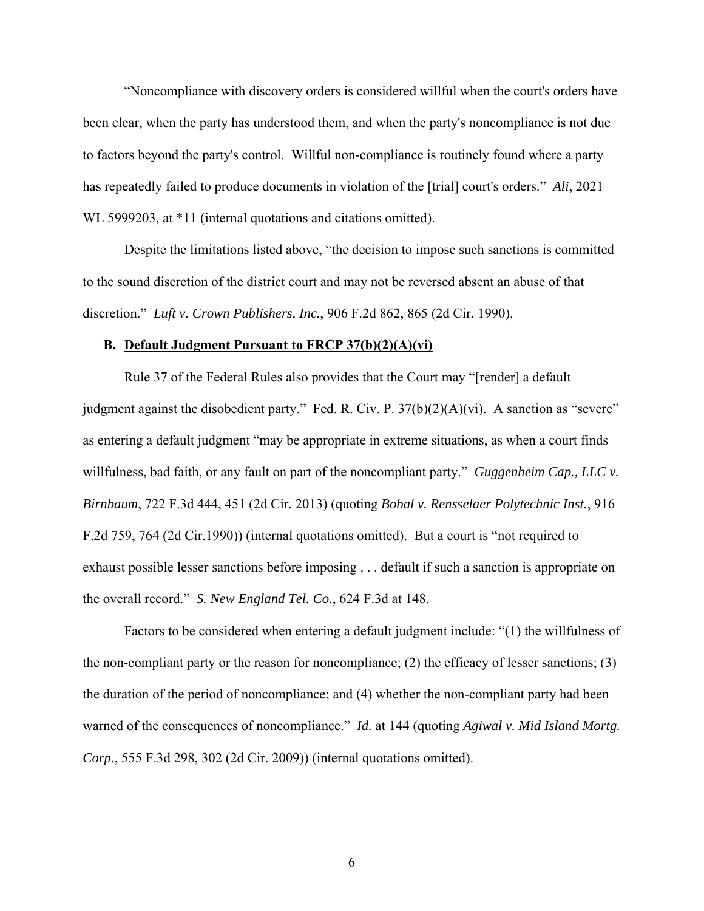"Noncompliance with discovery orders is considered willful when the court's orders have been clear, when the party has understood them, and when the party's noncompliance is not due to factors beyond the party's control. Willful non-compliance is routinely found where a party has repeatedly failed to produce documents in violation of the [trial] court's orders." *Ali*, 2021 WL 5999203, at *11 (internal quotations and citations omitted).

Despite the limitations listed above, "the decision to impose such sanctions is committed to the sound discretion of the district court and may not be reversed absent an abuse of that discretion." *Luft v. Crown Publishers, Inc.*, 906 F.2d 862, 865 (2d Cir. 1990).

### B. Default Judgment Pursuant to FRCP 37(b)(2)(A)(vi)

Rule 37 of the Federal Rules also provides that the Court may "[render] a default judgment against the disobedient party." Fed. R. Civ. P. 37(b)(2)(A)(vi). A sanction as "severe" as entering a default judgment "may be appropriate in extreme situations, as when a court finds willfulness, bad faith, or any fault on part of the noncompliant party." *Guggenheim Cap., LLC v. Birnbaum*, 722 F.3d 444, 451 (2d Cir. 2013) (quoting *Bobal v. Rensselaer Polytechnic Inst.*, 916 F.2d 759, 764 (2d Cir.1990)) (internal quotations omitted). But a court is "not required to exhaust possible lesser sanctions before imposing . . . default if such a sanction is appropriate on the overall record." *S. New England Tel. Co.*, 624 F.3d at 148.

Factors to be considered when entering a default judgment include: "(1) the willfulness of the non-compliant party or the reason for noncompliance; (2) the efficacy of lesser sanctions; (3) the duration of the period of noncompliance; and (4) whether the non-compliant party had been warned of the consequences of noncompliance." *Id.* at 144 (quoting *Agiwal v. Mid Island Mortg. Corp.*, 555 F.3d 298, 302 (2d Cir. 2009)) (internal quotations omitted).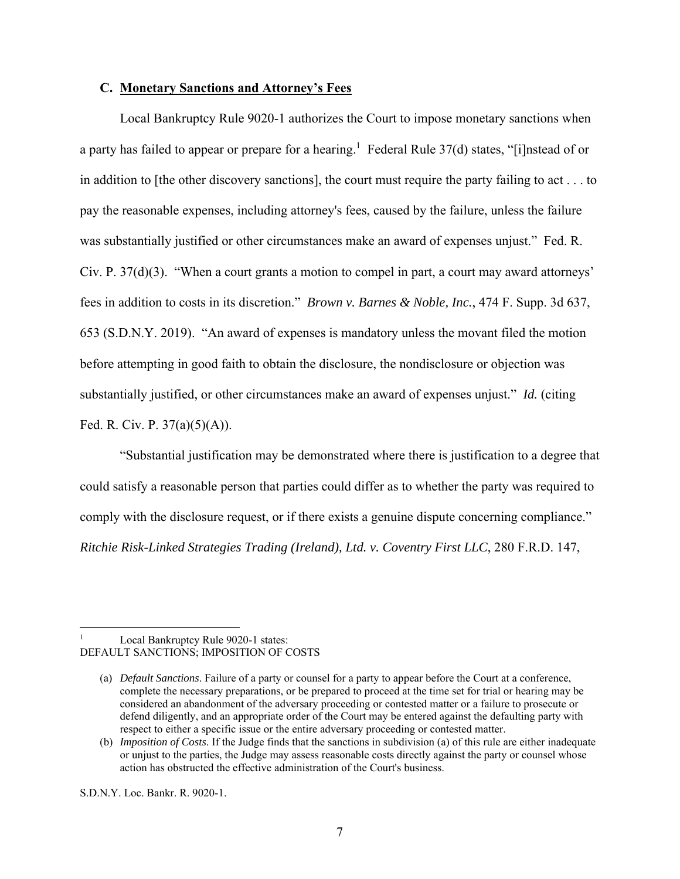### C. **Monetary Sanctions and Attorney's Fees**

Local Bankruptcy Rule 9020-1 authorizes the Court to impose monetary sanctions when a party has failed to appear or prepare for a hearing.[1] Federal Rule 37(d) states, "[i]nstead of or in addition to [the other discovery sanctions], the court must require the party failing to act . . . to pay the reasonable expenses, including attorney's fees, caused by the failure, unless the failure was substantially justified or other circumstances make an award of expenses unjust." Fed. R. Civ. P. 37(d)(3). "When a court grants a motion to compel in part, a court may award attorneys' fees in addition to costs in its discretion." *Brown v. Barnes & Noble, Inc.*, 474 F. Supp. 3d 637, 653 (S.D.N.Y. 2019). "An award of expenses is mandatory unless the movant filed the motion before attempting in good faith to obtain the disclosure, the nondisclosure or objection was substantially justified, or other circumstances make an award of expenses unjust." ***Id.*** (citing Fed. R. Civ. P. 37(a)(5)(A)).

"Substantial justification may be demonstrated where there is justification to a degree that could satisfy a reasonable person that parties could differ as to whether the party was required to comply with the disclosure request, or if there exists a genuine dispute concerning compliance." *Ritchie Risk-Linked Strategies Trading (Ireland), Ltd. v. Coventry First LLC*, 280 F.R.D. 147,

---

[1] Local Bankruptcy Rule 9020-1 states:
DEFAULT SANCTIONS; IMPOSITION OF COSTS

(a) *Default Sanctions*. Failure of a party or counsel for a party to appear before the Court at a conference, complete the necessary preparations, or be prepared to proceed at the time set for trial or hearing may be considered an abandonment of the adversary proceeding or contested matter or a failure to prosecute or defend diligently, and an appropriate order of the Court may be entered against the defaulting party with respect to either a specific issue or the entire adversary proceeding or contested matter.

(b) *Imposition of Costs*. If the Judge finds that the sanctions in subdivision (a) of this rule are either inadequate or unjust to the parties, the Judge may assess reasonable costs directly against the party or counsel whose action has obstructed the effective administration of the Court's business.

S.D.N.Y. Loc. Bankr. R. 9020-1.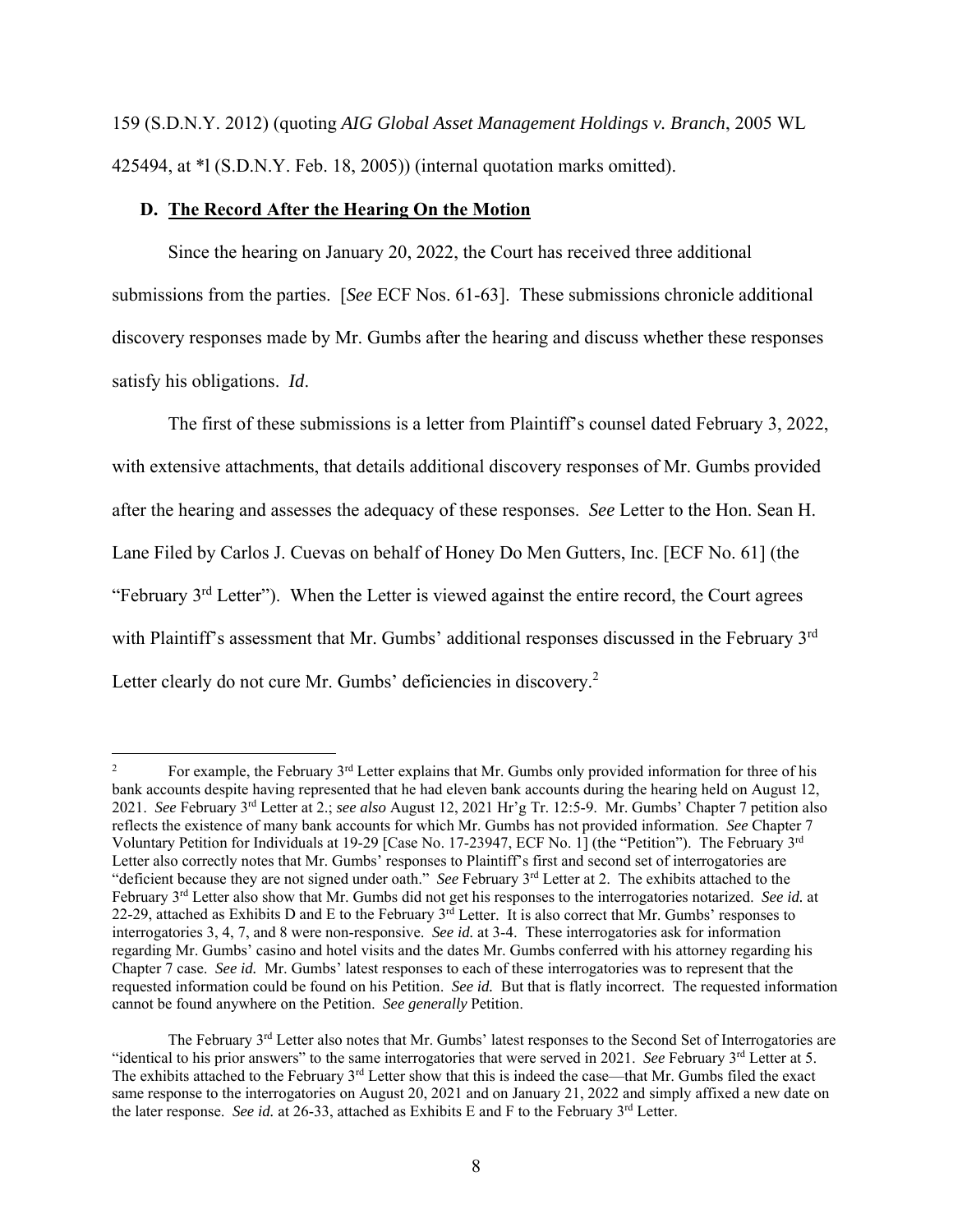159 (S.D.N.Y. 2012) (quoting *AIG Global Asset Management Holdings v. Branch*, 2005 WL 425494, at *l (S.D.N.Y. Feb. 18, 2005)) (internal quotation marks omitted).

### D. The Record After the Hearing On the Motion

Since the hearing on January 20, 2022, the Court has received three additional submissions from the parties. [*See* ECF Nos. 61-63]. These submissions chronicle additional discovery responses made by Mr. Gumbs after the hearing and discuss whether these responses satisfy his obligations. *Id*.

The first of these submissions is a letter from Plaintiff's counsel dated February 3, 2022, with extensive attachments, that details additional discovery responses of Mr. Gumbs provided after the hearing and assesses the adequacy of these responses. *See* Letter to the Hon. Sean H. Lane Filed by Carlos J. Cuevas on behalf of Honey Do Men Gutters, Inc. [ECF No. 61] (the "February 3rd Letter"). When the Letter is viewed against the entire record, the Court agrees with Plaintiff's assessment that Mr. Gumbs' additional responses discussed in the February 3rd Letter clearly do not cure Mr. Gumbs' deficiencies in discovery.[2]

---

[2] For example, the February 3rd Letter explains that Mr. Gumbs only provided information for three of his bank accounts despite having represented that he had eleven bank accounts during the hearing held on August 12, 2021. *See* February 3rd Letter at 2.; *see also* August 12, 2021 Hr'g Tr. 12:5-9. Mr. Gumbs' Chapter 7 petition also reflects the existence of many bank accounts for which Mr. Gumbs has not provided information. *See* Chapter 7 Voluntary Petition for Individuals at 19-29 [Case No. 17-23947, ECF No. 1] (the "Petition"). The February 3rd Letter also correctly notes that Mr. Gumbs' responses to Plaintiff's first and second set of interrogatories are "deficient because they are not signed under oath." *See* February 3rd Letter at 2. The exhibits attached to the February 3rd Letter also show that Mr. Gumbs did not get his responses to the interrogatories notarized. *See id.* at 22-29, attached as Exhibits D and E to the February 3rd Letter. It is also correct that Mr. Gumbs' responses to interrogatories 3, 4, 7, and 8 were non-responsive. *See id.* at 3-4. These interrogatories ask for information regarding Mr. Gumbs' casino and hotel visits and the dates Mr. Gumbs conferred with his attorney regarding his Chapter 7 case. *See id.* Mr. Gumbs' latest responses to each of these interrogatories was to represent that the requested information could be found on his Petition. *See id.* But that is flatly incorrect. The requested information cannot be found anywhere on the Petition. *See generally* Petition.

The February 3rd Letter also notes that Mr. Gumbs' latest responses to the Second Set of Interrogatories are "identical to his prior answers" to the same interrogatories that were served in 2021. *See* February 3rd Letter at 5. The exhibits attached to the February 3rd Letter show that this is indeed the case—that Mr. Gumbs filed the exact same response to the interrogatories on August 20, 2021 and on January 21, 2022 and simply affixed a new date on the later response. *See id.* at 26-33, attached as Exhibits E and F to the February 3rd Letter.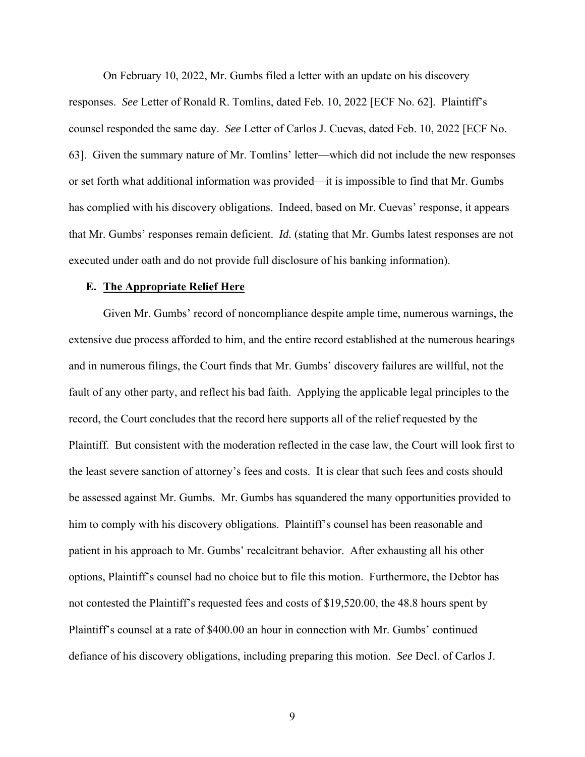On February 10, 2022, Mr. Gumbs filed a letter with an update on his discovery responses. *See* Letter of Ronald R. Tomlins, dated Feb. 10, 2022 [ECF No. 62]. Plaintiff's counsel responded the same day. *See* Letter of Carlos J. Cuevas, dated Feb. 10, 2022 [ECF No. 63]. Given the summary nature of Mr. Tomlins' letter—which did not include the new responses or set forth what additional information was provided—it is impossible to find that Mr. Gumbs has complied with his discovery obligations. Indeed, based on Mr. Cuevas' response, it appears that Mr. Gumbs' responses remain deficient. *Id.* (stating that Mr. Gumbs latest responses are not executed under oath and do not provide full disclosure of his banking information).

### E. <u>The Appropriate Relief Here</u>

Given Mr. Gumbs' record of noncompliance despite ample time, numerous warnings, the extensive due process afforded to him, and the entire record established at the numerous hearings and in numerous filings, the Court finds that Mr. Gumbs' discovery failures are willful, not the fault of any other party, and reflect his bad faith. Applying the applicable legal principles to the record, the Court concludes that the record here supports all of the relief requested by the Plaintiff. But consistent with the moderation reflected in the case law, the Court will look first to the least severe sanction of attorney's fees and costs. It is clear that such fees and costs should be assessed against Mr. Gumbs. Mr. Gumbs has squandered the many opportunities provided to him to comply with his discovery obligations. Plaintiff's counsel has been reasonable and patient in his approach to Mr. Gumbs' recalcitrant behavior. After exhausting all his other options, Plaintiff's counsel had no choice but to file this motion. Furthermore, the Debtor has not contested the Plaintiff's requested fees and costs of $19,520.00, the 48.8 hours spent by Plaintiff's counsel at a rate of $400.00 an hour in connection with Mr. Gumbs' continued defiance of his discovery obligations, including preparing this motion. *See* Decl. of Carlos J.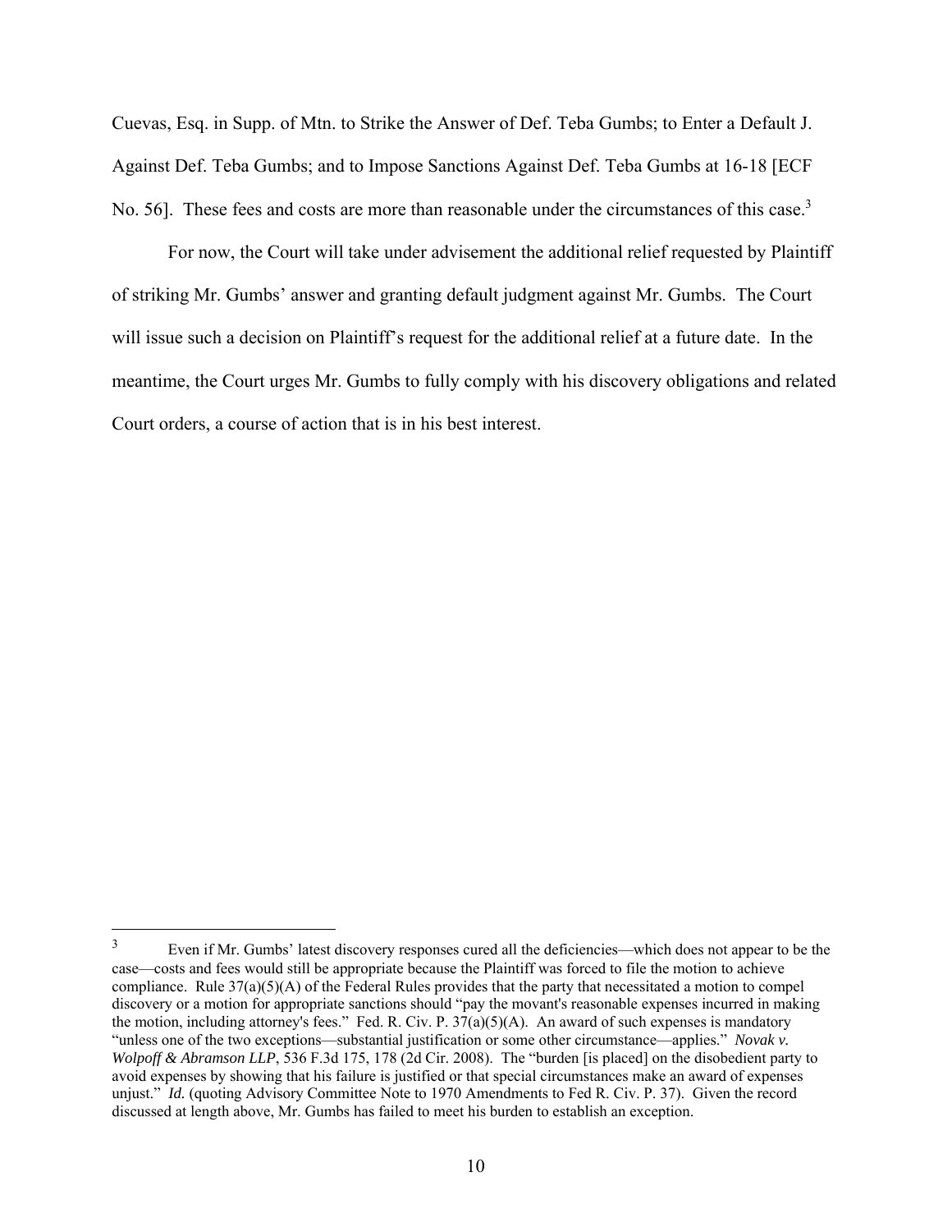Cuevas, Esq. in Supp. of Mtn. to Strike the Answer of Def. Teba Gumbs; to Enter a Default J. Against Def. Teba Gumbs; and to Impose Sanctions Against Def. Teba Gumbs at 16-18 [ECF No. 56]. These fees and costs are more than reasonable under the circumstances of this case.[3]

For now, the Court will take under advisement the additional relief requested by Plaintiff of striking Mr. Gumbs' answer and granting default judgment against Mr. Gumbs. The Court will issue such a decision on Plaintiff's request for the additional relief at a future date. In the meantime, the Court urges Mr. Gumbs to fully comply with his discovery obligations and related Court orders, a course of action that is in his best interest.

---

[3] Even if Mr. Gumbs' latest discovery responses cured all the deficiencies—which does not appear to be the case—costs and fees would still be appropriate because the Plaintiff was forced to file the motion to achieve compliance. Rule 37(a)(5)(A) of the Federal Rules provides that the party that necessitated a motion to compel discovery or a motion for appropriate sanctions should "pay the movant's reasonable expenses incurred in making the motion, including attorney's fees." Fed. R. Civ. P. 37(a)(5)(A). An award of such expenses is mandatory "unless one of the two exceptions—substantial justification or some other circumstance—applies." *Novak v. Wolpoff & Abramson LLP*, 536 F.3d 175, 178 (2d Cir. 2008). The "burden [is placed] on the disobedient party to avoid expenses by showing that his failure is justified or that special circumstances make an award of expenses unjust." *Id.* (quoting Advisory Committee Note to 1970 Amendments to Fed R. Civ. P. 37). Given the record discussed at length above, Mr. Gumbs has failed to meet his burden to establish an exception.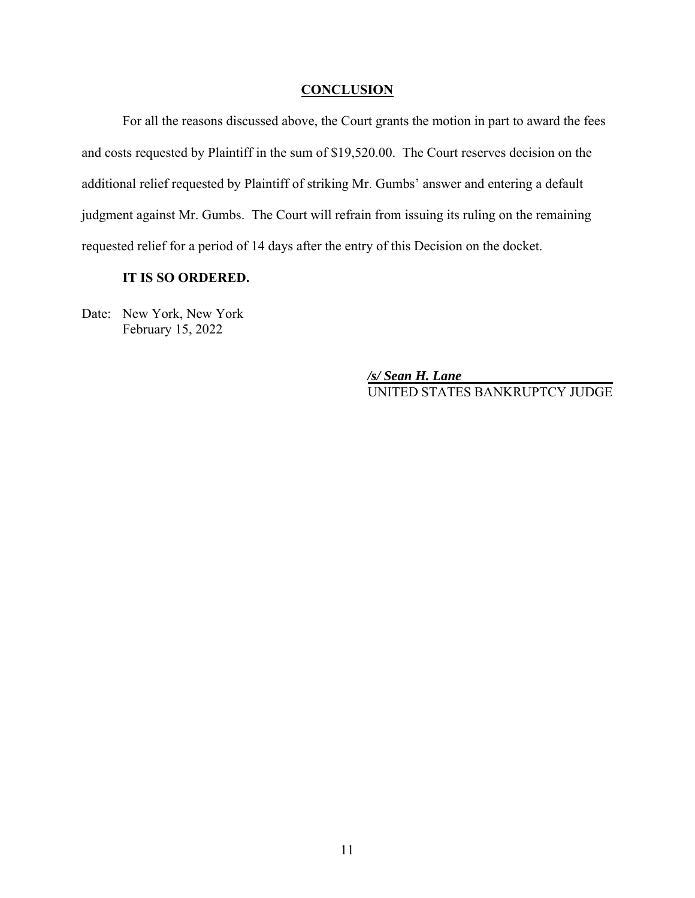## **CONCLUSION**

For all the reasons discussed above, the Court grants the motion in part to award the fees and costs requested by Plaintiff in the sum of $19,520.00. The Court reserves decision on the additional relief requested by Plaintiff of striking Mr. Gumbs' answer and entering a default judgment against Mr. Gumbs. The Court will refrain from issuing its ruling on the remaining requested relief for a period of 14 days after the entry of this Decision on the docket.

**IT IS SO ORDERED.**

Date: New York, New York
February 15, 2022

***/s/ Sean H. Lane***
UNITED STATES BANKRUPTCY JUDGE